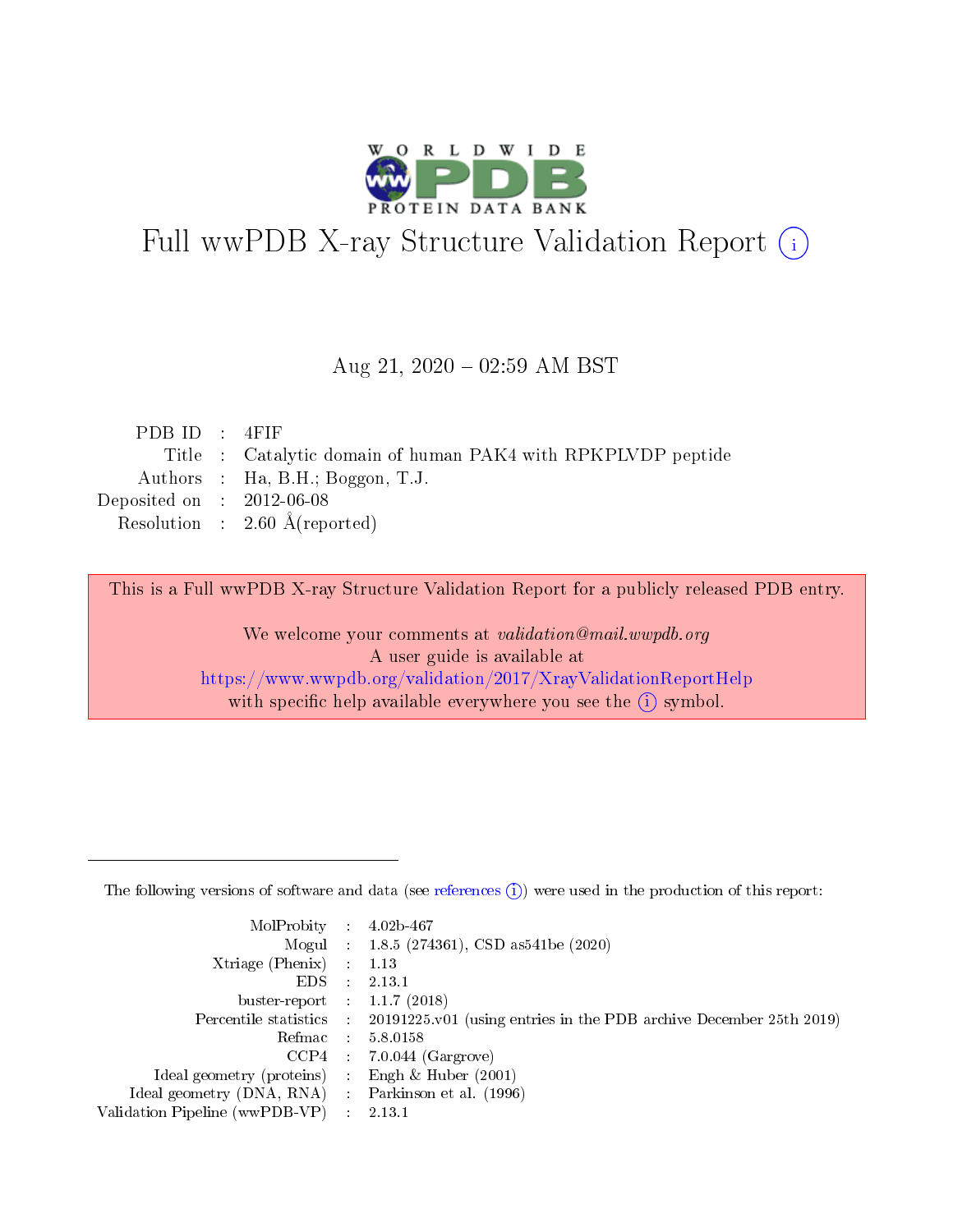# Full wwPDB X-ray Structure Validation Report (i)

Aug 21, 2020 – 02:59 AM BST

| | | |
|---|---|---|
| PDB ID | : | 4FIF |
| Title | : | Catalytic domain of human PAK4 with RPKPLVDP peptide |
| Authors | : | Ha, B.H.; Boggon, T.J. |
| Deposited on | : | 2012-06-08 |
| Resolution | : | 2.60 Å(reported) |

This is a Full wwPDB X-ray Structure Validation Report for a publicly released PDB entry.

We welcome your comments at *validation@mail.wwpdb.org*
A user guide is available at
https://www.wwpdb.org/validation/2017/XrayValidationReportHelp
with specific help available everywhere you see the (i) symbol.

---

The following versions of software and data (see references (i)) were used in the production of this report:

| | | |
|---|---|---|
| MolProbity | : | 4.02b-467 |
| Mogul | : | 1.8.5 (274361), CSD as541be (2020) |
| Xtriage (Phenix) | : | 1.13 |
| EDS | : | 2.13.1 |
| buster-report | : | 1.1.7 (2018) |
| Percentile statistics | : | 20191225.v01 (using entries in the PDB archive December 25th 2019) |
| Refmac | : | 5.8.0158 |
| CCP4 | : | 7.0.044 (Gargrove) |
| Ideal geometry (proteins) | : | Engh & Huber (2001) |
| Ideal geometry (DNA, RNA) | : | Parkinson et al. (1996) |
| Validation Pipeline (wwPDB-VP) | : | 2.13.1 |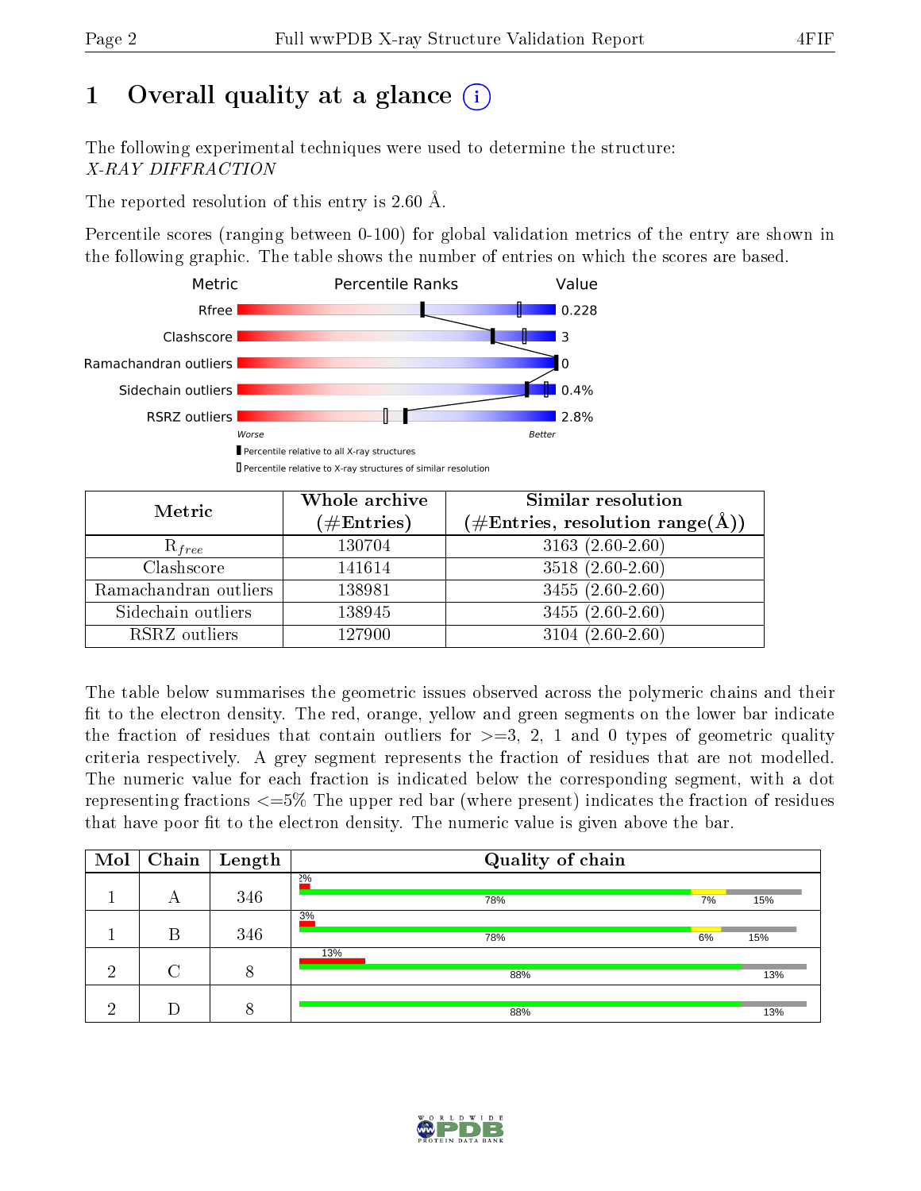# 1 Overall quality at a glance (i)

The following experimental techniques were used to determine the structure:
*X-RAY DIFFRACTION*

The reported resolution of this entry is 2.60 Å.

Percentile scores (ranging between 0-100) for global validation metrics of the entry are shown in the following graphic. The table shows the number of entries on which the scores are based.

| Metric | Value |
|---|---|
| Rfree | 0.228 |
| Clashscore | 3 |
| Ramachandran outliers | 0 |
| Sidechain outliers | 0.4% |
| RSRZ outliers | 2.8% |

Worse — Better

▮ Percentile relative to all X-ray structures
▯ Percentile relative to X-ray structures of similar resolution

| Metric | Whole archive (#Entries) | Similar resolution (#Entries, resolution range(Å)) |
|---|---|---|
| $R_{free}$ | 130704 | 3163 (2.60-2.60) |
| Clashscore | 141614 | 3518 (2.60-2.60) |
| Ramachandran outliers | 138981 | 3455 (2.60-2.60) |
| Sidechain outliers | 138945 | 3455 (2.60-2.60) |
| RSRZ outliers | 127900 | 3104 (2.60-2.60) |

The table below summarises the geometric issues observed across the polymeric chains and their fit to the electron density. The red, orange, yellow and green segments on the lower bar indicate the fraction of residues that contain outliers for >=3, 2, 1 and 0 types of geometric quality criteria respectively. A grey segment represents the fraction of residues that are not modelled. The numeric value for each fraction is indicated below the corresponding segment, with a dot representing fractions <=5% The upper red bar (where present) indicates the fraction of residues that have poor fit to the electron density. The numeric value is given above the bar.

| Mol | Chain | Length | Quality of chain |
|---|---|---|---|
| 1 | A | 346 | 2% ; 78% · 7% · 15% |
| 1 | B | 346 | 3% ; 78% · 6% · 15% |
| 2 | C | 8 | 13% ; 88% · 13% |
| 2 | D | 8 | 88% · 13% |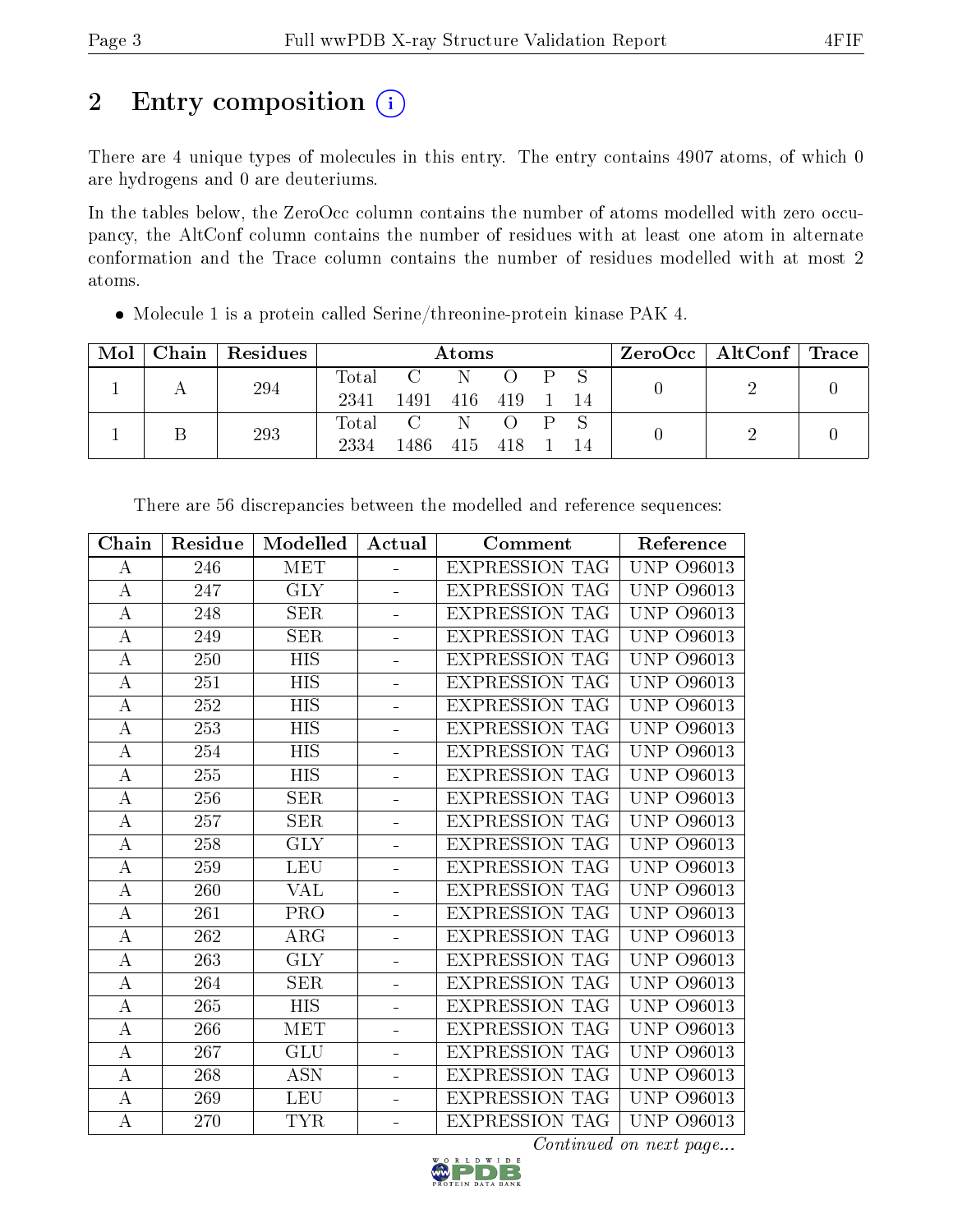# 2 Entry composition

There are 4 unique types of molecules in this entry. The entry contains 4907 atoms, of which 0 are hydrogens and 0 are deuteriums.

In the tables below, the ZeroOcc column contains the number of atoms modelled with zero occupancy, the AltConf column contains the number of residues with at least one atom in alternate conformation and the Trace column contains the number of residues modelled with at most 2 atoms.

- Molecule 1 is a protein called Serine/threonine-protein kinase PAK 4.

| Mol | Chain | Residues | Atoms | | | | | | ZeroOcc | AltConf | Trace |
|---|---|---|---|---|---|---|---|---|---|---|---|
| 1 | A | 294 | Total 2341 | C 1491 | N 416 | O 419 | P 1 | S 14 | 0 | 2 | 0 |
| 1 | B | 293 | Total 2334 | C 1486 | N 415 | O 418 | P 1 | S 14 | 0 | 2 | 0 |

There are 56 discrepancies between the modelled and reference sequences:

| Chain | Residue | Modelled | Actual | Comment | Reference |
|---|---|---|---|---|---|
| A | 246 | MET | - | EXPRESSION TAG | UNP O96013 |
| A | 247 | GLY | - | EXPRESSION TAG | UNP O96013 |
| A | 248 | SER | - | EXPRESSION TAG | UNP O96013 |
| A | 249 | SER | - | EXPRESSION TAG | UNP O96013 |
| A | 250 | HIS | - | EXPRESSION TAG | UNP O96013 |
| A | 251 | HIS | - | EXPRESSION TAG | UNP O96013 |
| A | 252 | HIS | - | EXPRESSION TAG | UNP O96013 |
| A | 253 | HIS | - | EXPRESSION TAG | UNP O96013 |
| A | 254 | HIS | - | EXPRESSION TAG | UNP O96013 |
| A | 255 | HIS | - | EXPRESSION TAG | UNP O96013 |
| A | 256 | SER | - | EXPRESSION TAG | UNP O96013 |
| A | 257 | SER | - | EXPRESSION TAG | UNP O96013 |
| A | 258 | GLY | - | EXPRESSION TAG | UNP O96013 |
| A | 259 | LEU | - | EXPRESSION TAG | UNP O96013 |
| A | 260 | VAL | - | EXPRESSION TAG | UNP O96013 |
| A | 261 | PRO | - | EXPRESSION TAG | UNP O96013 |
| A | 262 | ARG | - | EXPRESSION TAG | UNP O96013 |
| A | 263 | GLY | - | EXPRESSION TAG | UNP O96013 |
| A | 264 | SER | - | EXPRESSION TAG | UNP O96013 |
| A | 265 | HIS | - | EXPRESSION TAG | UNP O96013 |
| A | 266 | MET | - | EXPRESSION TAG | UNP O96013 |
| A | 267 | GLU | - | EXPRESSION TAG | UNP O96013 |
| A | 268 | ASN | - | EXPRESSION TAG | UNP O96013 |
| A | 269 | LEU | - | EXPRESSION TAG | UNP O96013 |
| A | 270 | TYR | - | EXPRESSION TAG | UNP O96013 |

*Continued on next page...*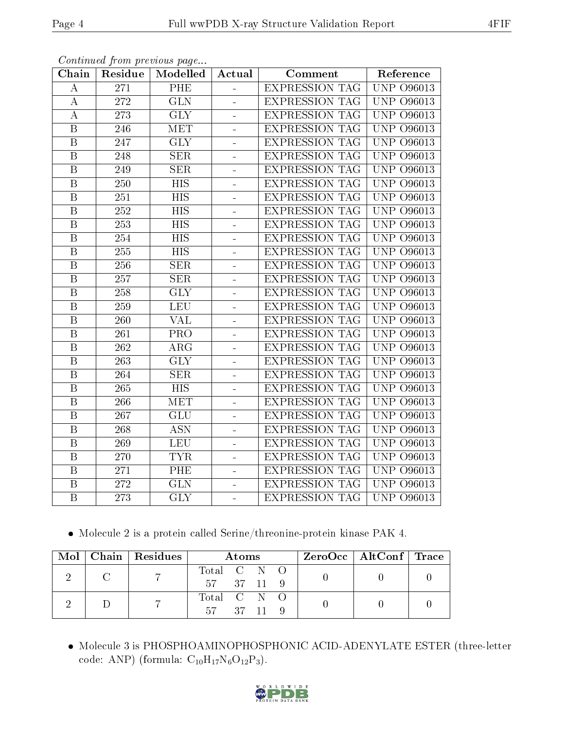*Continued from previous page...*

| Chain | Residue | Modelled | Actual | Comment | Reference |
|---|---|---|---|---|---|
| A | 271 | PHE | - | EXPRESSION TAG | UNP O96013 |
| A | 272 | GLN | - | EXPRESSION TAG | UNP O96013 |
| A | 273 | GLY | - | EXPRESSION TAG | UNP O96013 |
| B | 246 | MET | - | EXPRESSION TAG | UNP O96013 |
| B | 247 | GLY | - | EXPRESSION TAG | UNP O96013 |
| B | 248 | SER | - | EXPRESSION TAG | UNP O96013 |
| B | 249 | SER | - | EXPRESSION TAG | UNP O96013 |
| B | 250 | HIS | - | EXPRESSION TAG | UNP O96013 |
| B | 251 | HIS | - | EXPRESSION TAG | UNP O96013 |
| B | 252 | HIS | - | EXPRESSION TAG | UNP O96013 |
| B | 253 | HIS | - | EXPRESSION TAG | UNP O96013 |
| B | 254 | HIS | - | EXPRESSION TAG | UNP O96013 |
| B | 255 | HIS | - | EXPRESSION TAG | UNP O96013 |
| B | 256 | SER | - | EXPRESSION TAG | UNP O96013 |
| B | 257 | SER | - | EXPRESSION TAG | UNP O96013 |
| B | 258 | GLY | - | EXPRESSION TAG | UNP O96013 |
| B | 259 | LEU | - | EXPRESSION TAG | UNP O96013 |
| B | 260 | VAL | - | EXPRESSION TAG | UNP O96013 |
| B | 261 | PRO | - | EXPRESSION TAG | UNP O96013 |
| B | 262 | ARG | - | EXPRESSION TAG | UNP O96013 |
| B | 263 | GLY | - | EXPRESSION TAG | UNP O96013 |
| B | 264 | SER | - | EXPRESSION TAG | UNP O96013 |
| B | 265 | HIS | - | EXPRESSION TAG | UNP O96013 |
| B | 266 | MET | - | EXPRESSION TAG | UNP O96013 |
| B | 267 | GLU | - | EXPRESSION TAG | UNP O96013 |
| B | 268 | ASN | - | EXPRESSION TAG | UNP O96013 |
| B | 269 | LEU | - | EXPRESSION TAG | UNP O96013 |
| B | 270 | TYR | - | EXPRESSION TAG | UNP O96013 |
| B | 271 | PHE | - | EXPRESSION TAG | UNP O96013 |
| B | 272 | GLN | - | EXPRESSION TAG | UNP O96013 |
| B | 273 | GLY | - | EXPRESSION TAG | UNP O96013 |

- Molecule 2 is a protein called Serine/threonine-protein kinase PAK 4.

| Mol | Chain | Residues | Atoms | ZeroOcc | AltConf | Trace |
|---|---|---|---|---|---|---|
| 2 | C | 7 | Total C N O<br>57 37 11 9 | 0 | 0 | 0 |
| 2 | D | 7 | Total C N O<br>57 37 11 9 | 0 | 0 | 0 |

- Molecule 3 is PHOSPHOAMINOPHOSPHONIC ACID-ADENYLATE ESTER (three-letter code: ANP) (formula: $C_{10}H_{17}N_6O_{12}P_3$).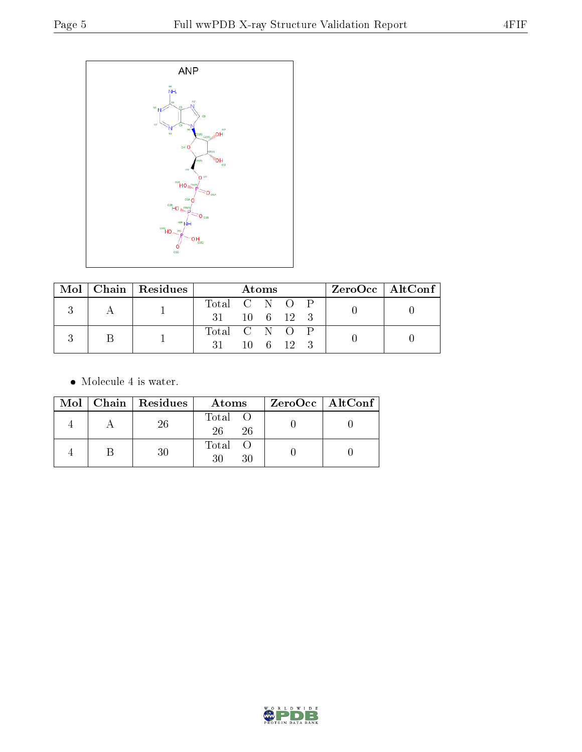ANP

| Mol | Chain | Residues | Atoms | | | | | ZeroOcc | AltConf |
|---|---|---|---|---|---|---|---|---|---|
| 3 | A | 1 | Total 31 | C 10 | N 6 | O 12 | P 3 | 0 | 0 |
| 3 | B | 1 | Total 31 | C 10 | N 6 | O 12 | P 3 | 0 | 0 |

- Molecule 4 is water.

| Mol | Chain | Residues | Atoms | | ZeroOcc | AltConf |
|---|---|---|---|---|---|---|
| 4 | A | 26 | Total 26 | O 26 | 0 | 0 |
| 4 | B | 30 | Total 30 | O 30 | 0 | 0 |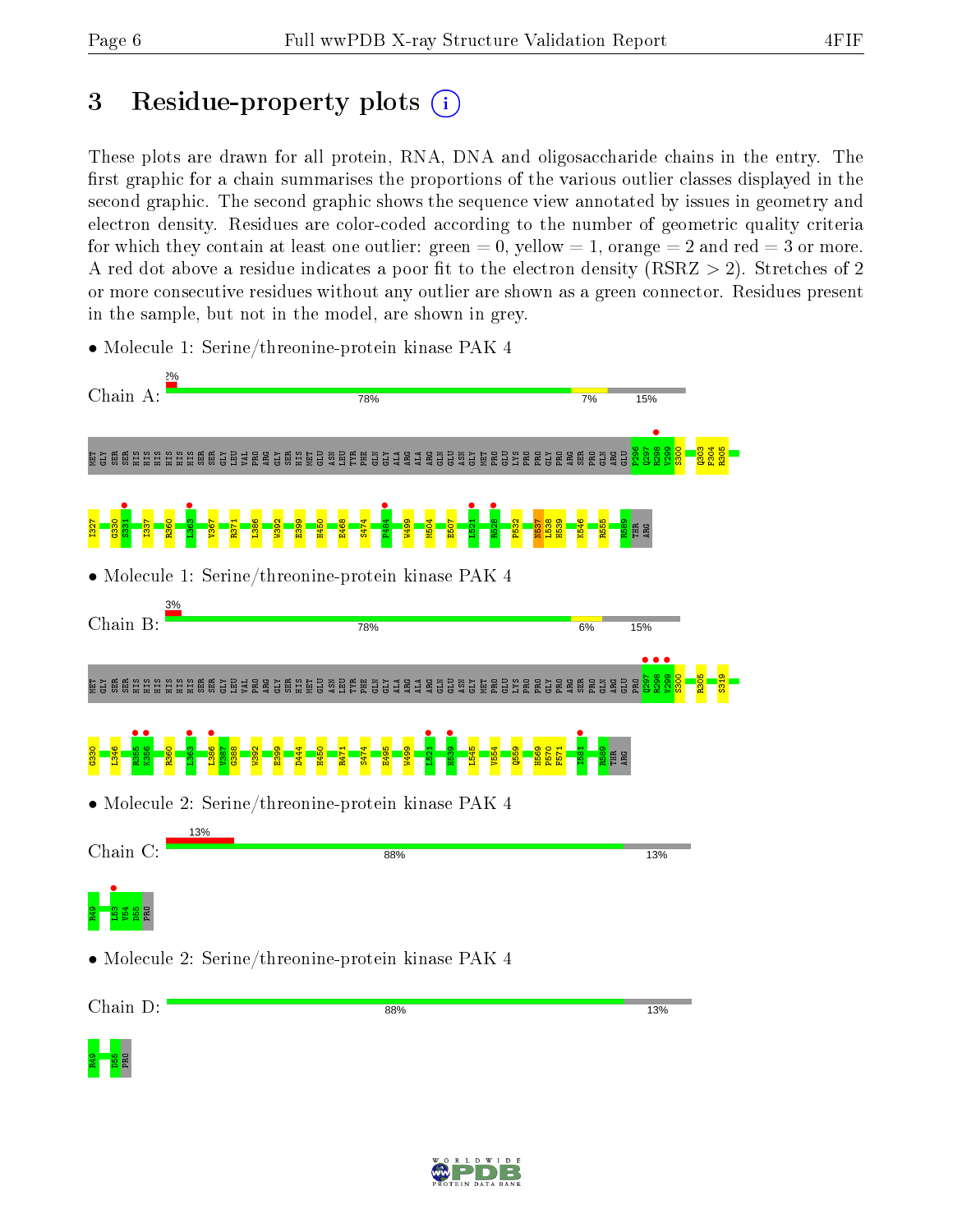# 3 Residue-property plots

These plots are drawn for all protein, RNA, DNA and oligosaccharide chains in the entry. The first graphic for a chain summarises the proportions of the various outlier classes displayed in the second graphic. The second graphic shows the sequence view annotated by issues in geometry and electron density. Residues are color-coded according to the number of geometric quality criteria for which they contain at least one outlier: green = 0, yellow = 1, orange = 2 and red = 3 or more. A red dot above a residue indicates a poor fit to the electron density (RSRZ > 2). Stretches of 2 or more consecutive residues without any outlier are shown as a green connector. Residues present in the sample, but not in the model, are shown in grey.

- Molecule 1: Serine/threonine-protein kinase PAK 4

Chain A: 2% | 78% | 7% | 15%

MET GLY SER SER HIS HIS HIS HIS HIS HIS SER SER GLY LEU VAL PRO ARG GLY SER HIS MET GLU ASN LEU TYR PHE GLN GLY ALA ARG ALA ARG GLN GLU ASN GLY MET PRO GLU LYS PRO PRO GLY PRO ARG SER PRO GLN ARG GLU P296 Q297 R298 V299 S300 Q303 F304 R305 I327 G330 S331 I337 R360 L363 V367 R371 L386 W392 E399 H450 E468 S474 F484 W499 M504 E507 L521 N528 P532 N537 L538 H539 K546 R555 R589 THR ARG

- Molecule 1: Serine/threonine-protein kinase PAK 4

Chain B: 3% | 78% | 6% | 15%

MET GLY SER SER HIS HIS HIS HIS HIS HIS SER SER GLY LEU VAL PRO ARG GLY SER HIS MET GLU ASN LEU TYR PHE GLN GLY ALA ARG ALA ARG GLN GLU ASN GLY MET PRO GLU LYS PRO PRO GLY PRO ARG SER PRO GLN ARG GLU PRO Q297 R298 V299 S300 R305 S319 G330 L346 R355 K356 R360 L363 L386 V387 G388 W392 E399 D444 H450 R471 S474 E495 W499 L521 H539 L545 V554 Q559 H569 P570 F571 I581 R589 THR ARG

- Molecule 2: Serine/threonine-protein kinase PAK 4

Chain C: 13% | 88% | 13%

R49 I53 V54 D55 PRO

- Molecule 2: Serine/threonine-protein kinase PAK 4

Chain D: 88% | 13%

R49 D55 PRO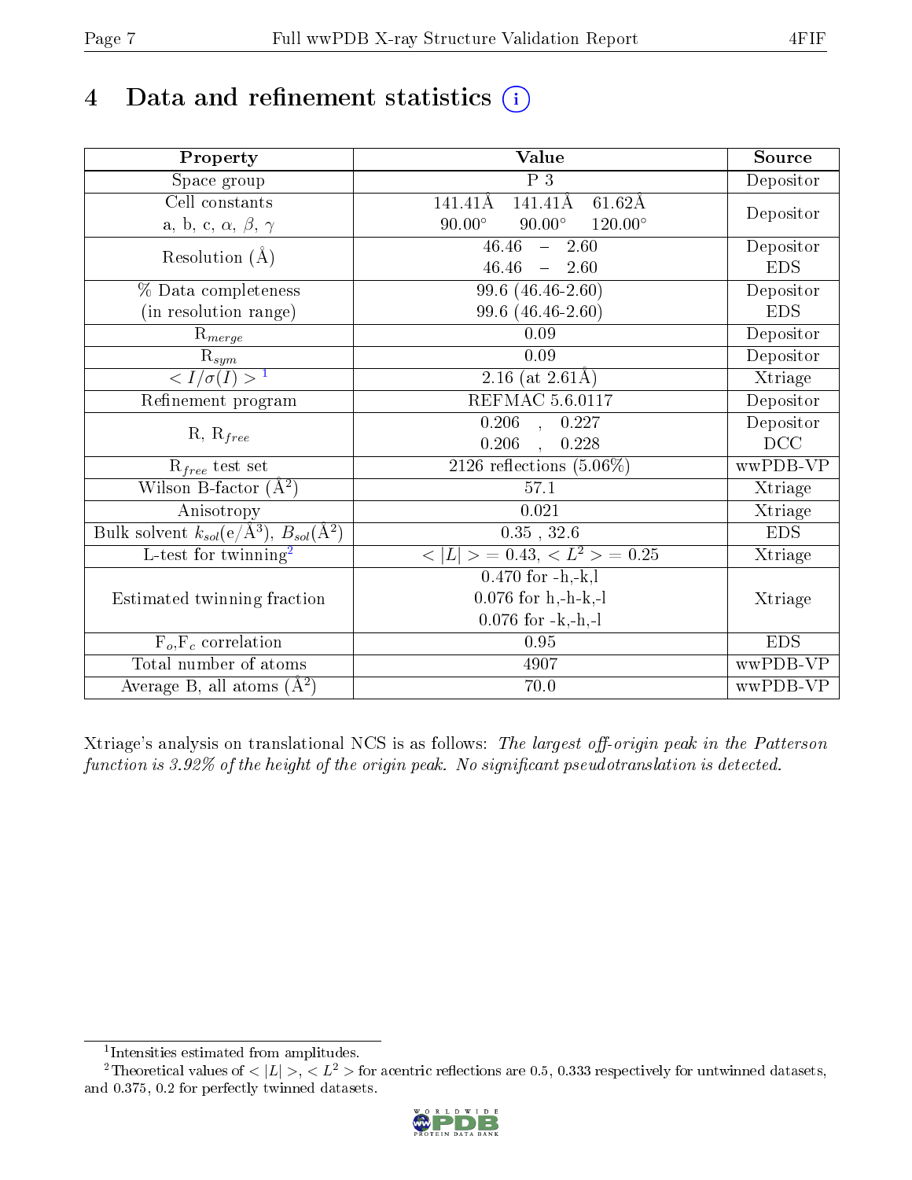# 4 Data and refinement statistics

| Property | Value | Source |
|---|---|---|
| Space group | P 3 | Depositor |
| Cell constants<br>a, b, c, $\alpha$, $\beta$, $\gamma$ | 141.41Å 141.41Å 61.62Å<br>90.00° 90.00° 120.00° | Depositor |
| Resolution (Å) | 46.46 – 2.60<br>46.46 – 2.60 | Depositor<br>EDS |
| % Data completeness<br>(in resolution range) | 99.6 (46.46-2.60)<br>99.6 (46.46-2.60) | Depositor<br>EDS |
| $R_{merge}$ | 0.09 | Depositor |
| $R_{sym}$ | 0.09 | Depositor |
| $< I/\sigma(I) >$ [1] | 2.16 (at 2.61Å) | Xtriage |
| Refinement program | REFMAC 5.6.0117 | Depositor |
| R, $R_{free}$ | 0.206 , 0.227<br>0.206 , 0.228 | Depositor<br>DCC |
| $R_{free}$ test set | 2126 reflections (5.06%) | wwPDB-VP |
| Wilson B-factor (Å$^2$) | 57.1 | Xtriage |
| Anisotropy | 0.021 | Xtriage |
| Bulk solvent $k_{sol}$(e/Å$^3$), $B_{sol}$(Å$^2$) | 0.35 , 32.6 | EDS |
| L-test for twinning[2] | $< \|L\| > = 0.43$, $< L^2 > = 0.25$ | Xtriage |
| Estimated twinning fraction | 0.470 for -h,-k,l<br>0.076 for h,-h-k,-l<br>0.076 for -k,-h,-l | Xtriage |
| $F_o$,$F_c$ correlation | 0.95 | EDS |
| Total number of atoms | 4907 | wwPDB-VP |
| Average B, all atoms (Å$^2$) | 70.0 | wwPDB-VP |

Xtriage's analysis on translational NCS is as follows: *The largest off-origin peak in the Patterson function is 3.92% of the height of the origin peak. No significant pseudotranslation is detected.*

[1] Intensities estimated from amplitudes.

[2] Theoretical values of $< |L| >$, $< L^2 >$ for acentric reflections are 0.5, 0.333 respectively for untwinned datasets, and 0.375, 0.2 for perfectly twinned datasets.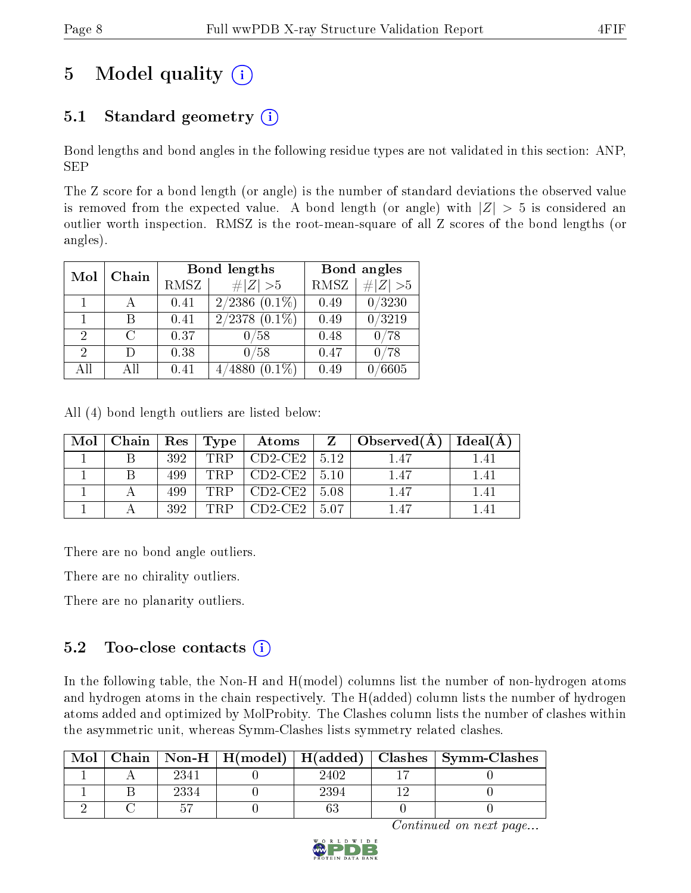# 5 Model quality (i)

## 5.1 Standard geometry (i)

Bond lengths and bond angles in the following residue types are not validated in this section: ANP, SEP

The Z score for a bond length (or angle) is the number of standard deviations the observed value is removed from the expected value. A bond length (or angle) with $|Z| > 5$ is considered an outlier worth inspection. RMSZ is the root-mean-square of all Z scores of the bond lengths (or angles).

| Mol | Chain | Bond lengths | | Bond angles | |
|---|---|---|---|---|---|
| | | RMSZ | $\#\|Z\| > 5$ | RMSZ | $\#\|Z\| > 5$ |
| 1 | A | 0.41 | 2/2386 (0.1%) | 0.49 | 0/3230 |
| 1 | B | 0.41 | 2/2378 (0.1%) | 0.49 | 0/3219 |
| 2 | C | 0.37 | 0/58 | 0.48 | 0/78 |
| 2 | D | 0.38 | 0/58 | 0.47 | 0/78 |
| All | All | 0.41 | 4/4880 (0.1%) | 0.49 | 0/6605 |

All (4) bond length outliers are listed below:

| Mol | Chain | Res | Type | Atoms | Z | Observed(Å) | Ideal(Å) |
|---|---|---|---|---|---|---|---|
| 1 | B | 392 | TRP | CD2-CE2 | 5.12 | 1.47 | 1.41 |
| 1 | B | 499 | TRP | CD2-CE2 | 5.10 | 1.47 | 1.41 |
| 1 | A | 499 | TRP | CD2-CE2 | 5.08 | 1.47 | 1.41 |
| 1 | A | 392 | TRP | CD2-CE2 | 5.07 | 1.47 | 1.41 |

There are no bond angle outliers.

There are no chirality outliers.

There are no planarity outliers.

## 5.2 Too-close contacts (i)

In the following table, the Non-H and H(model) columns list the number of non-hydrogen atoms and hydrogen atoms in the chain respectively. The H(added) column lists the number of hydrogen atoms added and optimized by MolProbity. The Clashes column lists the number of clashes within the asymmetric unit, whereas Symm-Clashes lists symmetry related clashes.

| Mol | Chain | Non-H | H(model) | H(added) | Clashes | Symm-Clashes |
|---|---|---|---|---|---|---|
| 1 | A | 2341 | 0 | 2402 | 17 | 0 |
| 1 | B | 2334 | 0 | 2394 | 12 | 0 |
| 2 | C | 57 | 0 | 63 | 0 | 0 |

*Continued on next page...*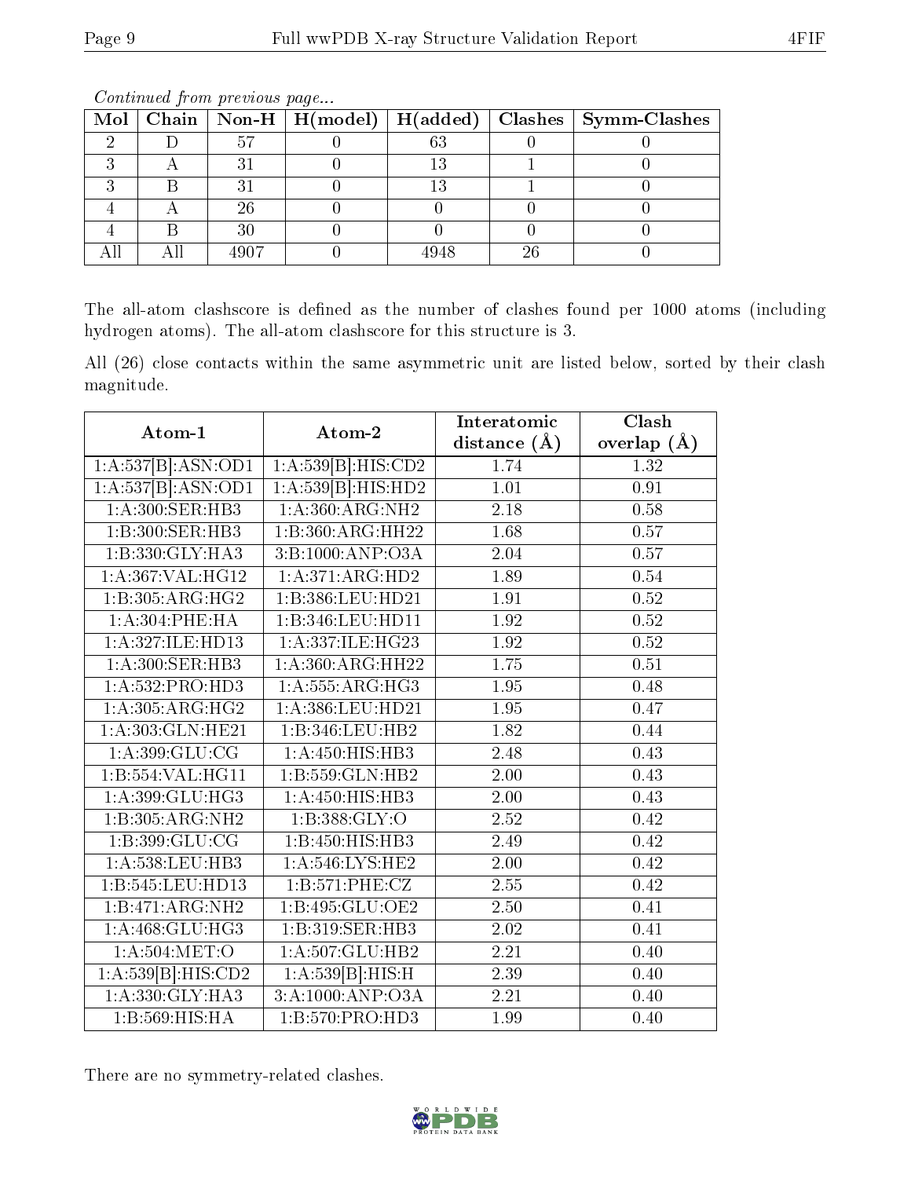*Continued from previous page...*

| Mol | Chain | Non-H | H(model) | H(added) | Clashes | Symm-Clashes |
|---|---|---|---|---|---|---|
| 2 | D | 57 | 0 | 63 | 0 | 0 |
| 3 | A | 31 | 0 | 13 | 1 | 0 |
| 3 | B | 31 | 0 | 13 | 1 | 0 |
| 4 | A | 26 | 0 | 0 | 0 | 0 |
| 4 | B | 30 | 0 | 0 | 0 | 0 |
| All | All | 4907 | 0 | 4948 | 26 | 0 |

The all-atom clashscore is defined as the number of clashes found per 1000 atoms (including hydrogen atoms). The all-atom clashscore for this structure is 3.

All (26) close contacts within the same asymmetric unit are listed below, sorted by their clash magnitude.

| Atom-1 | Atom-2 | Interatomic distance (Å) | Clash overlap (Å) |
|---|---|---|---|
| 1:A:537[B]:ASN:OD1 | 1:A:539[B]:HIS:CD2 | 1.74 | 1.32 |
| 1:A:537[B]:ASN:OD1 | 1:A:539[B]:HIS:HD2 | 1.01 | 0.91 |
| 1:A:300:SER:HB3 | 1:A:360:ARG:NH2 | 2.18 | 0.58 |
| 1:B:300:SER:HB3 | 1:B:360:ARG:HH22 | 1.68 | 0.57 |
| 1:B:330:GLY:HA3 | 3:B:1000:ANP:O3A | 2.04 | 0.57 |
| 1:A:367:VAL:HG12 | 1:A:371:ARG:HD2 | 1.89 | 0.54 |
| 1:B:305:ARG:HG2 | 1:B:386:LEU:HD21 | 1.91 | 0.52 |
| 1:A:304:PHE:HA | 1:B:346:LEU:HD11 | 1.92 | 0.52 |
| 1:A:327:ILE:HD13 | 1:A:337:ILE:HG23 | 1.92 | 0.52 |
| 1:A:300:SER:HB3 | 1:A:360:ARG:HH22 | 1.75 | 0.51 |
| 1:A:532:PRO:HD3 | 1:A:555:ARG:HG3 | 1.95 | 0.48 |
| 1:A:305:ARG:HG2 | 1:A:386:LEU:HD21 | 1.95 | 0.47 |
| 1:A:303:GLN:HE21 | 1:B:346:LEU:HB2 | 1.82 | 0.44 |
| 1:A:399:GLU:CG | 1:A:450:HIS:HB3 | 2.48 | 0.43 |
| 1:B:554:VAL:HG11 | 1:B:559:GLN:HB2 | 2.00 | 0.43 |
| 1:A:399:GLU:HG3 | 1:A:450:HIS:HB3 | 2.00 | 0.43 |
| 1:B:305:ARG:NH2 | 1:B:388:GLY:O | 2.52 | 0.42 |
| 1:B:399:GLU:CG | 1:B:450:HIS:HB3 | 2.49 | 0.42 |
| 1:A:538:LEU:HB3 | 1:A:546:LYS:HE2 | 2.00 | 0.42 |
| 1:B:545:LEU:HD13 | 1:B:571:PHE:CZ | 2.55 | 0.42 |
| 1:B:471:ARG:NH2 | 1:B:495:GLU:OE2 | 2.50 | 0.41 |
| 1:A:468:GLU:HG3 | 1:B:319:SER:HB3 | 2.02 | 0.41 |
| 1:A:504:MET:O | 1:A:507:GLU:HB2 | 2.21 | 0.40 |
| 1:A:539[B]:HIS:CD2 | 1:A:539[B]:HIS:H | 2.39 | 0.40 |
| 1:A:330:GLY:HA3 | 3:A:1000:ANP:O3A | 2.21 | 0.40 |
| 1:B:569:HIS:HA | 1:B:570:PRO:HD3 | 1.99 | 0.40 |

There are no symmetry-related clashes.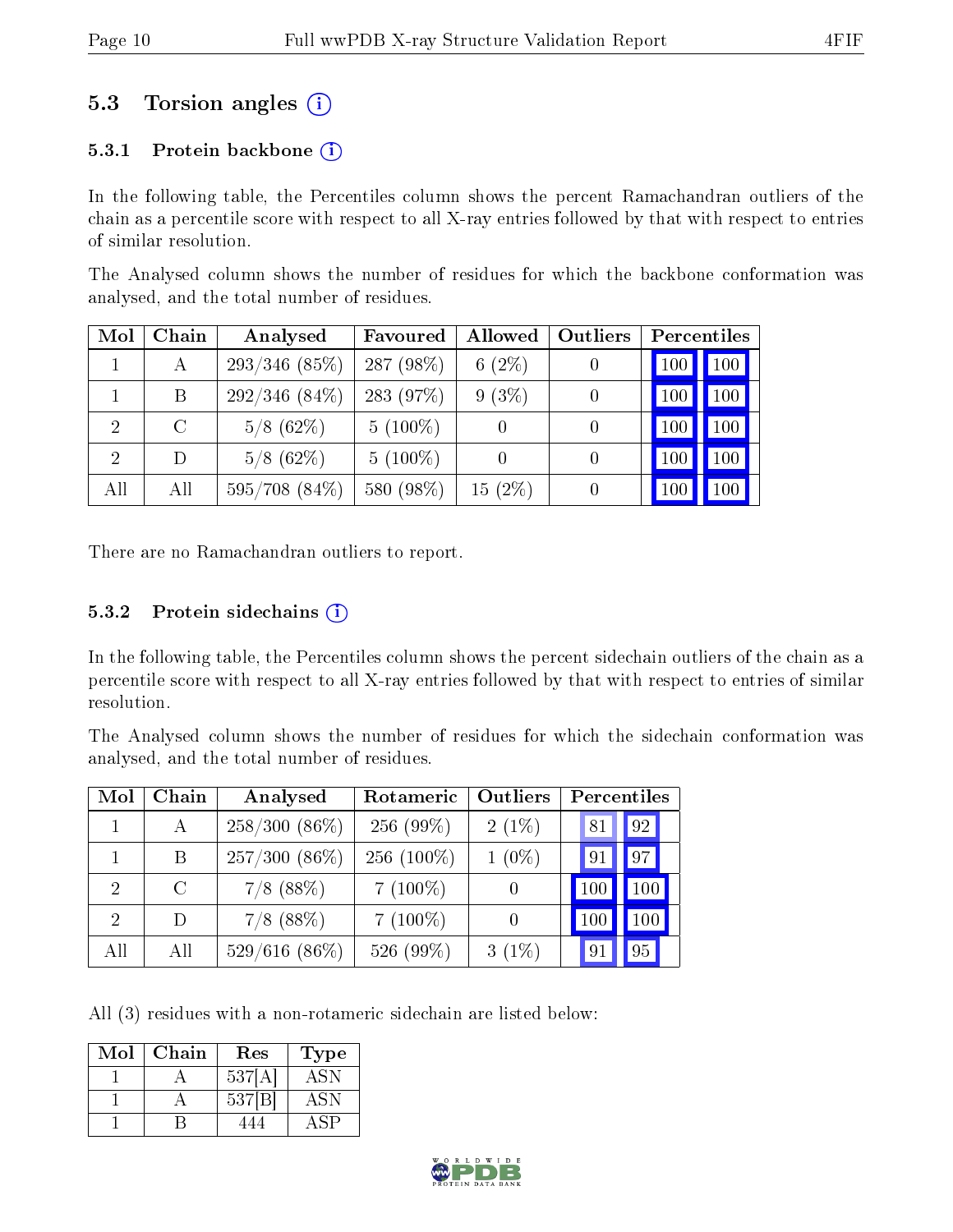## 5.3 Torsion angles (i)

### 5.3.1 Protein backbone (i)

In the following table, the Percentiles column shows the percent Ramachandran outliers of the chain as a percentile score with respect to all X-ray entries followed by that with respect to entries of similar resolution.

The Analysed column shows the number of residues for which the backbone conformation was analysed, and the total number of residues.

| Mol | Chain | Analysed | Favoured | Allowed | Outliers | Percentiles | |
|---|---|---|---|---|---|---|---|
| 1 | A | 293/346 (85%) | 287 (98%) | 6 (2%) | 0 | 100 | 100 |
| 1 | B | 292/346 (84%) | 283 (97%) | 9 (3%) | 0 | 100 | 100 |
| 2 | C | 5/8 (62%) | 5 (100%) | 0 | 0 | 100 | 100 |
| 2 | D | 5/8 (62%) | 5 (100%) | 0 | 0 | 100 | 100 |
| All | All | 595/708 (84%) | 580 (98%) | 15 (2%) | 0 | 100 | 100 |

There are no Ramachandran outliers to report.

### 5.3.2 Protein sidechains (i)

In the following table, the Percentiles column shows the percent sidechain outliers of the chain as a percentile score with respect to all X-ray entries followed by that with respect to entries of similar resolution.

The Analysed column shows the number of residues for which the sidechain conformation was analysed, and the total number of residues.

| Mol | Chain | Analysed | Rotameric | Outliers | Percentiles | |
|---|---|---|---|---|---|---|
| 1 | A | 258/300 (86%) | 256 (99%) | 2 (1%) | 81 | 92 |
| 1 | B | 257/300 (86%) | 256 (100%) | 1 (0%) | 91 | 97 |
| 2 | C | 7/8 (88%) | 7 (100%) | 0 | 100 | 100 |
| 2 | D | 7/8 (88%) | 7 (100%) | 0 | 100 | 100 |
| All | All | 529/616 (86%) | 526 (99%) | 3 (1%) | 91 | 95 |

All (3) residues with a non-rotameric sidechain are listed below:

| Mol | Chain | Res | Type |
|---|---|---|---|
| 1 | A | 537[A] | ASN |
| 1 | A | 537[B] | ASN |
| 1 | B | 444 | ASP |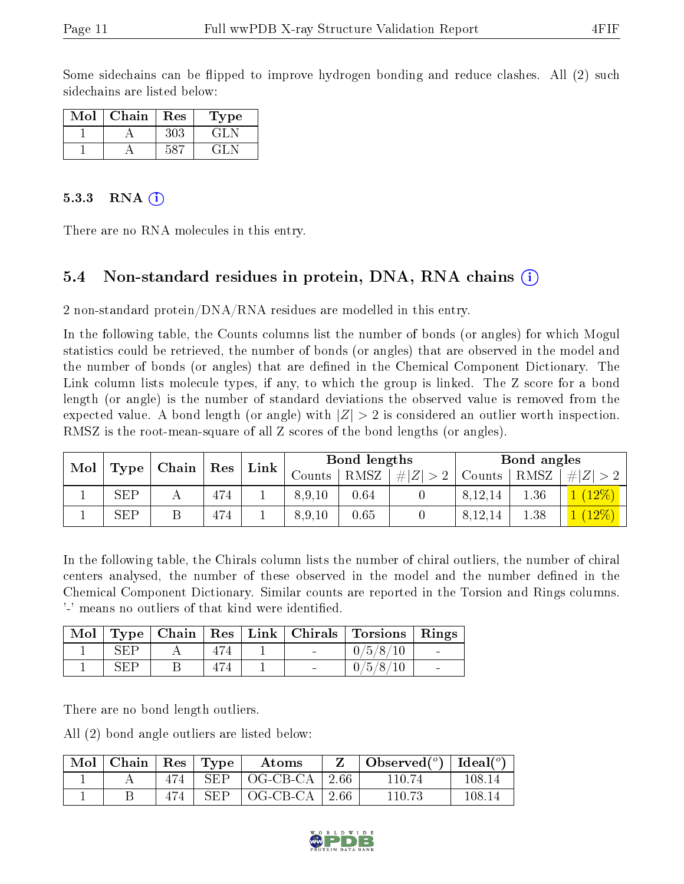Some sidechains can be flipped to improve hydrogen bonding and reduce clashes. All (2) such sidechains are listed below:

| Mol | Chain | Res | Type |
|---|---|---|---|
| 1 | A | 303 | GLN |
| 1 | A | 587 | GLN |

### 5.3.3 RNA

There are no RNA molecules in this entry.

## 5.4 Non-standard residues in protein, DNA, RNA chains

2 non-standard protein/DNA/RNA residues are modelled in this entry.

In the following table, the Counts columns list the number of bonds (or angles) for which Mogul statistics could be retrieved, the number of bonds (or angles) that are observed in the model and the number of bonds (or angles) that are defined in the Chemical Component Dictionary. The Link column lists molecule types, if any, to which the group is linked. The Z score for a bond length (or angle) is the number of standard deviations the observed value is removed from the expected value. A bond length (or angle) with $|Z| > 2$ is considered an outlier worth inspection. RMSZ is the root-mean-square of all Z scores of the bond lengths (or angles).

| Mol | Type | Chain | Res | Link | Bond lengths | | | Bond angles | | |
|---|---|---|---|---|---|---|---|---|---|---|
| | | | | | Counts | RMSZ | $\#\|Z\| > 2$ | Counts | RMSZ | $\#\|Z\| > 2$ |
| 1 | SEP | A | 474 | 1 | 8,9,10 | 0.64 | 0 | 8,12,14 | 1.36 | 1 (12%) |
| 1 | SEP | B | 474 | 1 | 8,9,10 | 0.65 | 0 | 8,12,14 | 1.38 | 1 (12%) |

In the following table, the Chirals column lists the number of chiral outliers, the number of chiral centers analysed, the number of these observed in the model and the number defined in the Chemical Component Dictionary. Similar counts are reported in the Torsion and Rings columns. '-' means no outliers of that kind were identified.

| Mol | Type | Chain | Res | Link | Chirals | Torsions | Rings |
|---|---|---|---|---|---|---|---|
| 1 | SEP | A | 474 | 1 | - | 0/5/8/10 | - |
| 1 | SEP | B | 474 | 1 | - | 0/5/8/10 | - |

There are no bond length outliers.

All (2) bond angle outliers are listed below:

| Mol | Chain | Res | Type | Atoms | Z | Observed($^o$) | Ideal($^o$) |
|---|---|---|---|---|---|---|---|
| 1 | A | 474 | SEP | OG-CB-CA | 2.66 | 110.74 | 108.14 |
| 1 | B | 474 | SEP | OG-CB-CA | 2.66 | 110.73 | 108.14 |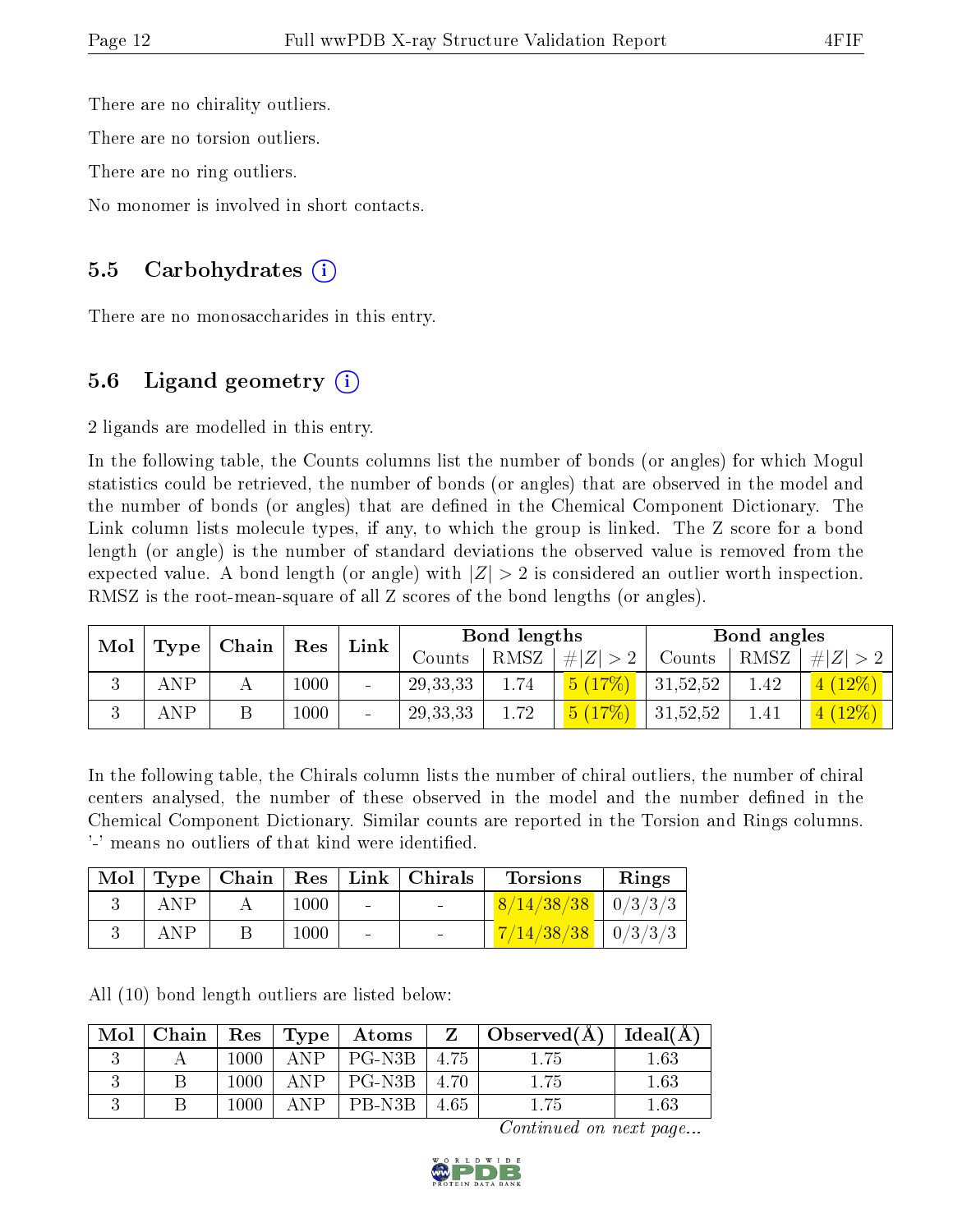There are no chirality outliers.

There are no torsion outliers.

There are no ring outliers.

No monomer is involved in short contacts.

## 5.5 Carbohydrates (i)

There are no monosaccharides in this entry.

## 5.6 Ligand geometry (i)

2 ligands are modelled in this entry.

In the following table, the Counts columns list the number of bonds (or angles) for which Mogul statistics could be retrieved, the number of bonds (or angles) that are observed in the model and the number of bonds (or angles) that are defined in the Chemical Component Dictionary. The Link column lists molecule types, if any, to which the group is linked. The Z score for a bond length (or angle) is the number of standard deviations the observed value is removed from the expected value. A bond length (or angle) with $|Z| > 2$ is considered an outlier worth inspection. RMSZ is the root-mean-square of all Z scores of the bond lengths (or angles).

| Mol | Type | Chain | Res | Link | Bond lengths | | | Bond angles | | |
|---|---|---|---|---|---|---|---|---|---|---|
| | | | | | Counts | RMSZ | $\#\|Z\| > 2$ | Counts | RMSZ | $\#\|Z\| > 2$ |
| 3 | ANP | A | 1000 | - | 29,33,33 | 1.74 | 5 (17%) | 31,52,52 | 1.42 | 4 (12%) |
| 3 | ANP | B | 1000 | - | 29,33,33 | 1.72 | 5 (17%) | 31,52,52 | 1.41 | 4 (12%) |

In the following table, the Chirals column lists the number of chiral outliers, the number of chiral centers analysed, the number of these observed in the model and the number defined in the Chemical Component Dictionary. Similar counts are reported in the Torsion and Rings columns. '-' means no outliers of that kind were identified.

| Mol | Type | Chain | Res | Link | Chirals | Torsions | Rings |
|---|---|---|---|---|---|---|---|
| 3 | ANP | A | 1000 | - | - | 8/14/38/38 | 0/3/3/3 |
| 3 | ANP | B | 1000 | - | - | 7/14/38/38 | 0/3/3/3 |

All (10) bond length outliers are listed below:

| Mol | Chain | Res | Type | Atoms | Z | Observed(Å) | Ideal(Å) |
|---|---|---|---|---|---|---|---|
| 3 | A | 1000 | ANP | PG-N3B | 4.75 | 1.75 | 1.63 |
| 3 | B | 1000 | ANP | PG-N3B | 4.70 | 1.75 | 1.63 |
| 3 | B | 1000 | ANP | PB-N3B | 4.65 | 1.75 | 1.63 |

*Continued on next page...*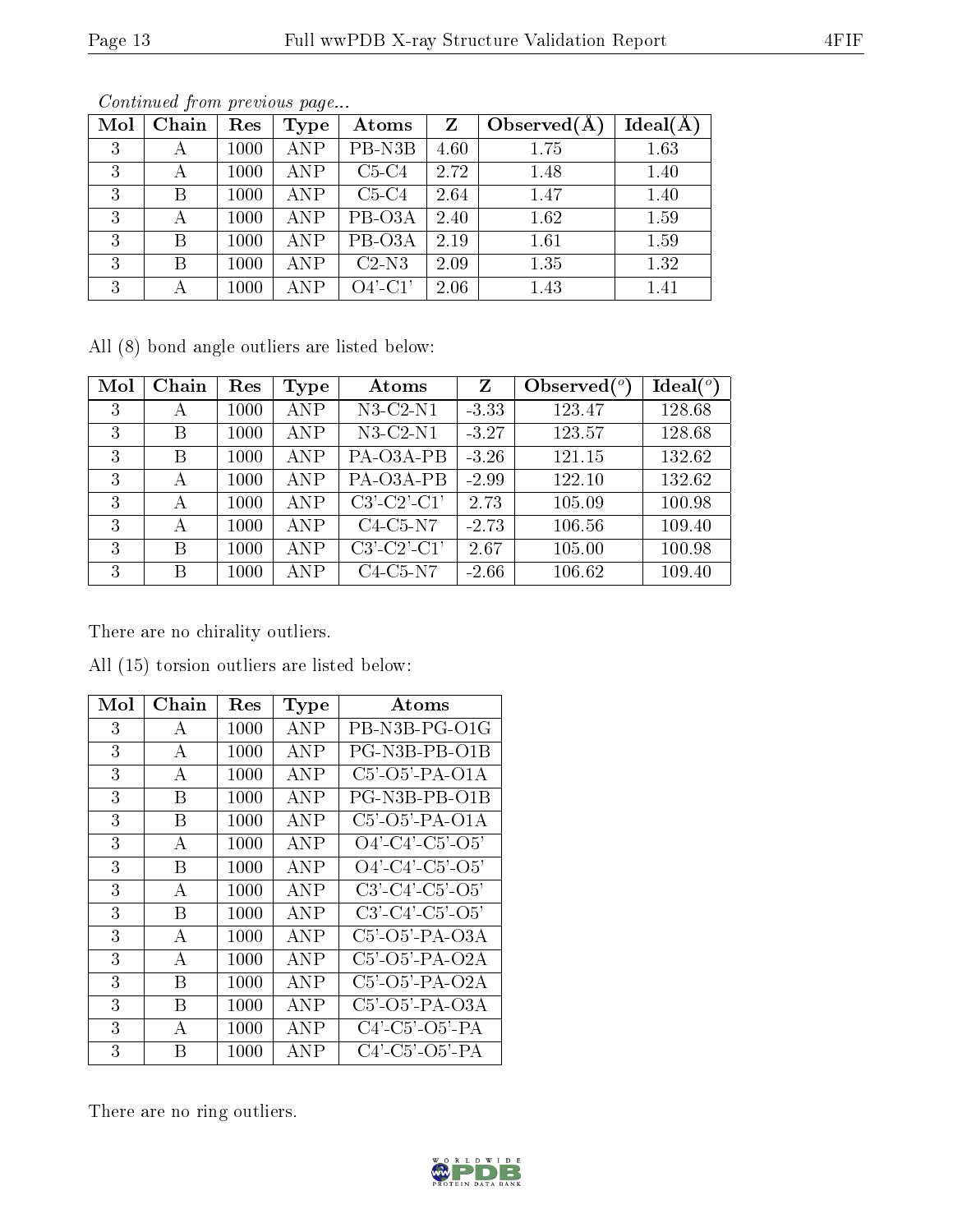*Continued from previous page...*

| Mol | Chain | Res | Type | Atoms | Z | Observed(Å) | Ideal(Å) |
|---|---|---|---|---|---|---|---|
| 3 | A | 1000 | ANP | PB-N3B | 4.60 | 1.75 | 1.63 |
| 3 | A | 1000 | ANP | C5-C4 | 2.72 | 1.48 | 1.40 |
| 3 | B | 1000 | ANP | C5-C4 | 2.64 | 1.47 | 1.40 |
| 3 | A | 1000 | ANP | PB-O3A | 2.40 | 1.62 | 1.59 |
| 3 | B | 1000 | ANP | PB-O3A | 2.19 | 1.61 | 1.59 |
| 3 | B | 1000 | ANP | C2-N3 | 2.09 | 1.35 | 1.32 |
| 3 | A | 1000 | ANP | O4'-C1' | 2.06 | 1.43 | 1.41 |

All (8) bond angle outliers are listed below:

| Mol | Chain | Res | Type | Atoms | Z | Observed(°) | Ideal(°) |
|---|---|---|---|---|---|---|---|
| 3 | A | 1000 | ANP | N3-C2-N1 | -3.33 | 123.47 | 128.68 |
| 3 | B | 1000 | ANP | N3-C2-N1 | -3.27 | 123.57 | 128.68 |
| 3 | B | 1000 | ANP | PA-O3A-PB | -3.26 | 121.15 | 132.62 |
| 3 | A | 1000 | ANP | PA-O3A-PB | -2.99 | 122.10 | 132.62 |
| 3 | A | 1000 | ANP | C3'-C2'-C1' | 2.73 | 105.09 | 100.98 |
| 3 | A | 1000 | ANP | C4-C5-N7 | -2.73 | 106.56 | 109.40 |
| 3 | B | 1000 | ANP | C3'-C2'-C1' | 2.67 | 105.00 | 100.98 |
| 3 | B | 1000 | ANP | C4-C5-N7 | -2.66 | 106.62 | 109.40 |

There are no chirality outliers.

All (15) torsion outliers are listed below:

| Mol | Chain | Res | Type | Atoms |
|---|---|---|---|---|
| 3 | A | 1000 | ANP | PB-N3B-PG-O1G |
| 3 | A | 1000 | ANP | PG-N3B-PB-O1B |
| 3 | A | 1000 | ANP | C5'-O5'-PA-O1A |
| 3 | B | 1000 | ANP | PG-N3B-PB-O1B |
| 3 | B | 1000 | ANP | C5'-O5'-PA-O1A |
| 3 | A | 1000 | ANP | O4'-C4'-C5'-O5' |
| 3 | B | 1000 | ANP | O4'-C4'-C5'-O5' |
| 3 | A | 1000 | ANP | C3'-C4'-C5'-O5' |
| 3 | B | 1000 | ANP | C3'-C4'-C5'-O5' |
| 3 | A | 1000 | ANP | C5'-O5'-PA-O3A |
| 3 | A | 1000 | ANP | C5'-O5'-PA-O2A |
| 3 | B | 1000 | ANP | C5'-O5'-PA-O2A |
| 3 | B | 1000 | ANP | C5'-O5'-PA-O3A |
| 3 | A | 1000 | ANP | C4'-C5'-O5'-PA |
| 3 | B | 1000 | ANP | C4'-C5'-O5'-PA |

There are no ring outliers.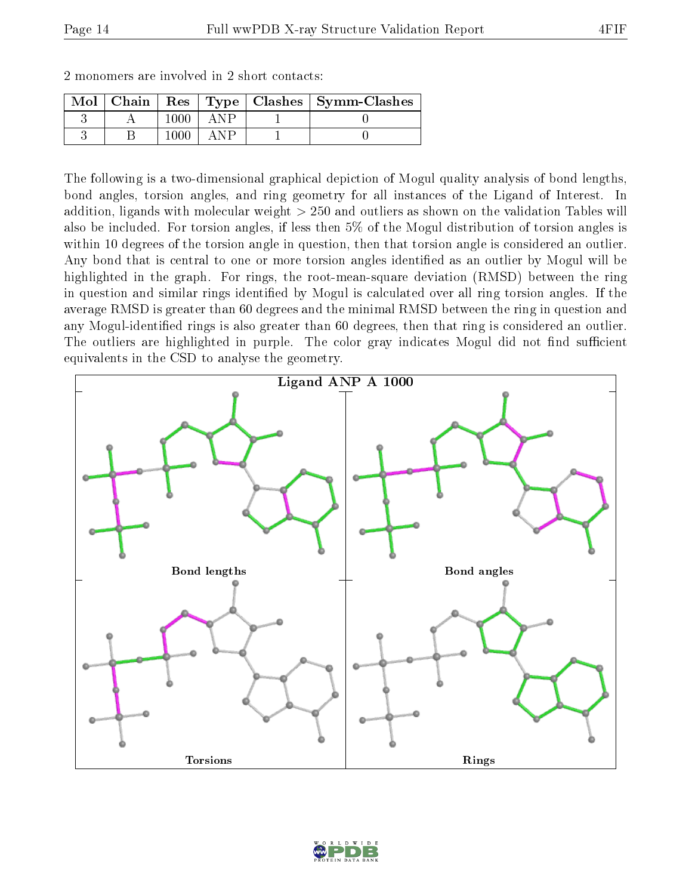2 monomers are involved in 2 short contacts:

| Mol | Chain | Res | Type | Clashes | Symm-Clashes |
|---|---|---|---|---|---|
| 3 | A | 1000 | ANP | 1 | 0 |
| 3 | B | 1000 | ANP | 1 | 0 |

The following is a two-dimensional graphical depiction of Mogul quality analysis of bond lengths, bond angles, torsion angles, and ring geometry for all instances of the Ligand of Interest. In addition, ligands with molecular weight > 250 and outliers as shown on the validation Tables will also be included. For torsion angles, if less then 5% of the Mogul distribution of torsion angles is within 10 degrees of the torsion angle in question, then that torsion angle is considered an outlier. Any bond that is central to one or more torsion angles identified as an outlier by Mogul will be highlighted in the graph. For rings, the root-mean-square deviation (RMSD) between the ring in question and similar rings identified by Mogul is calculated over all ring torsion angles. If the average RMSD is greater than 60 degrees and the minimal RMSD between the ring in question and any Mogul-identified rings is also greater than 60 degrees, then that ring is considered an outlier. The outliers are highlighted in purple. The color gray indicates Mogul did not find sufficient equivalents in the CSD to analyse the geometry.

Ligand ANP A 1000

Bond lengths

Bond angles

Torsions

Rings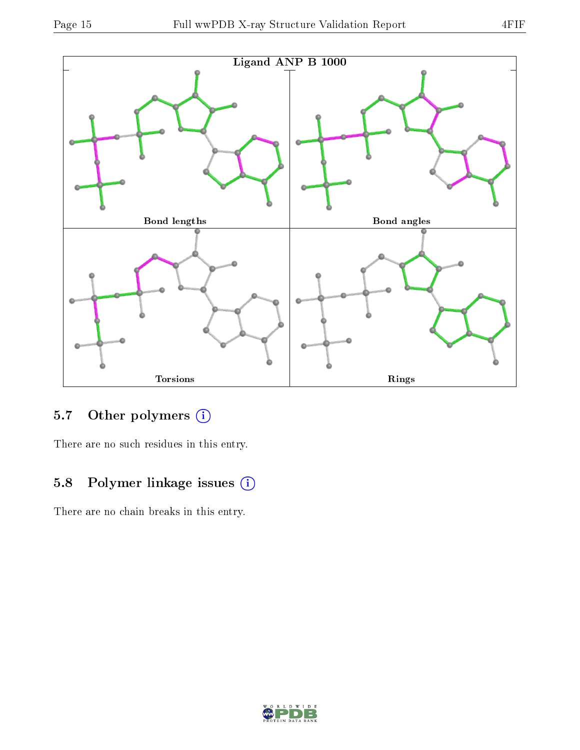Ligand ANP B 1000

Bond lengths

Bond angles

Torsions

Rings

## 5.7 Other polymers

There are no such residues in this entry.

## 5.8 Polymer linkage issues

There are no chain breaks in this entry.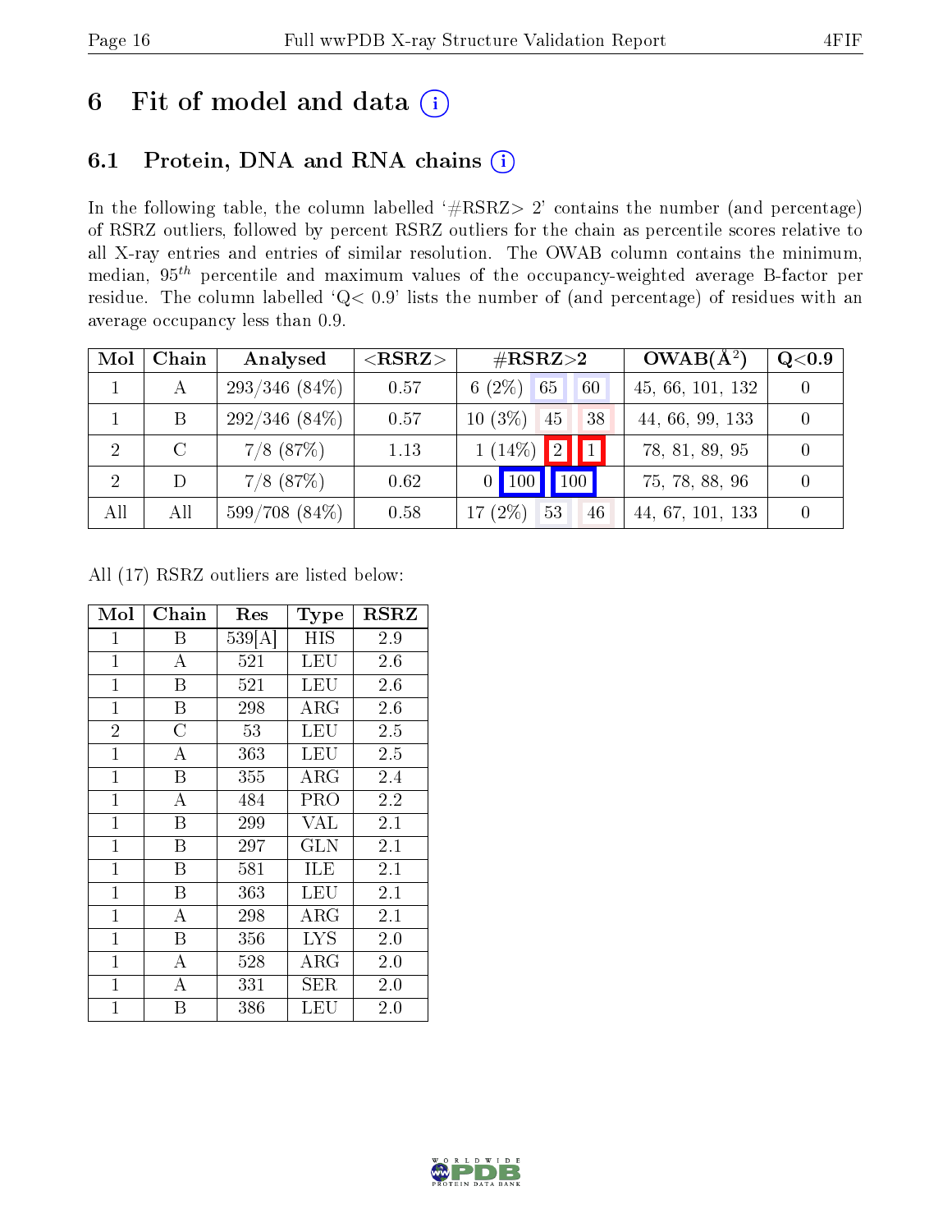# 6 Fit of model and data (i)

## 6.1 Protein, DNA and RNA chains (i)

In the following table, the column labelled '#RSRZ> 2' contains the number (and percentage) of RSRZ outliers, followed by percent RSRZ outliers for the chain as percentile scores relative to all X-ray entries and entries of similar resolution. The OWAB column contains the minimum, median, $95^{th}$ percentile and maximum values of the occupancy-weighted average B-factor per residue. The column labelled 'Q< 0.9' lists the number of (and percentage) of residues with an average occupancy less than 0.9.

| Mol | Chain | Analysed | <RSRZ> | #RSRZ>2 | | | OWAB(Å$^2$) | Q<0.9 |
|---|---|---|---|---|---|---|---|---|
| 1 | A | 293/346 (84%) | 0.57 | 6 (2%) | 65 | 60 | 45, 66, 101, 132 | 0 |
| 1 | B | 292/346 (84%) | 0.57 | 10 (3%) | 45 | 38 | 44, 66, 99, 133 | 0 |
| 2 | C | 7/8 (87%) | 1.13 | 1 (14%) | 2 | 1 | 78, 81, 89, 95 | 0 |
| 2 | D | 7/8 (87%) | 0.62 | 0 | 100 | 100 | 75, 78, 88, 96 | 0 |
| All | All | 599/708 (84%) | 0.58 | 17 (2%) | 53 | 46 | 44, 67, 101, 133 | 0 |

All (17) RSRZ outliers are listed below:

| Mol | Chain | Res | Type | RSRZ |
|---|---|---|---|---|
| 1 | B | 539[A] | HIS | 2.9 |
| 1 | A | 521 | LEU | 2.6 |
| 1 | B | 521 | LEU | 2.6 |
| 1 | B | 298 | ARG | 2.6 |
| 2 | C | 53 | LEU | 2.5 |
| 1 | A | 363 | LEU | 2.5 |
| 1 | B | 355 | ARG | 2.4 |
| 1 | A | 484 | PRO | 2.2 |
| 1 | B | 299 | VAL | 2.1 |
| 1 | B | 297 | GLN | 2.1 |
| 1 | B | 581 | ILE | 2.1 |
| 1 | B | 363 | LEU | 2.1 |
| 1 | A | 298 | ARG | 2.1 |
| 1 | B | 356 | LYS | 2.0 |
| 1 | A | 528 | ARG | 2.0 |
| 1 | A | 331 | SER | 2.0 |
| 1 | B | 386 | LEU | 2.0 |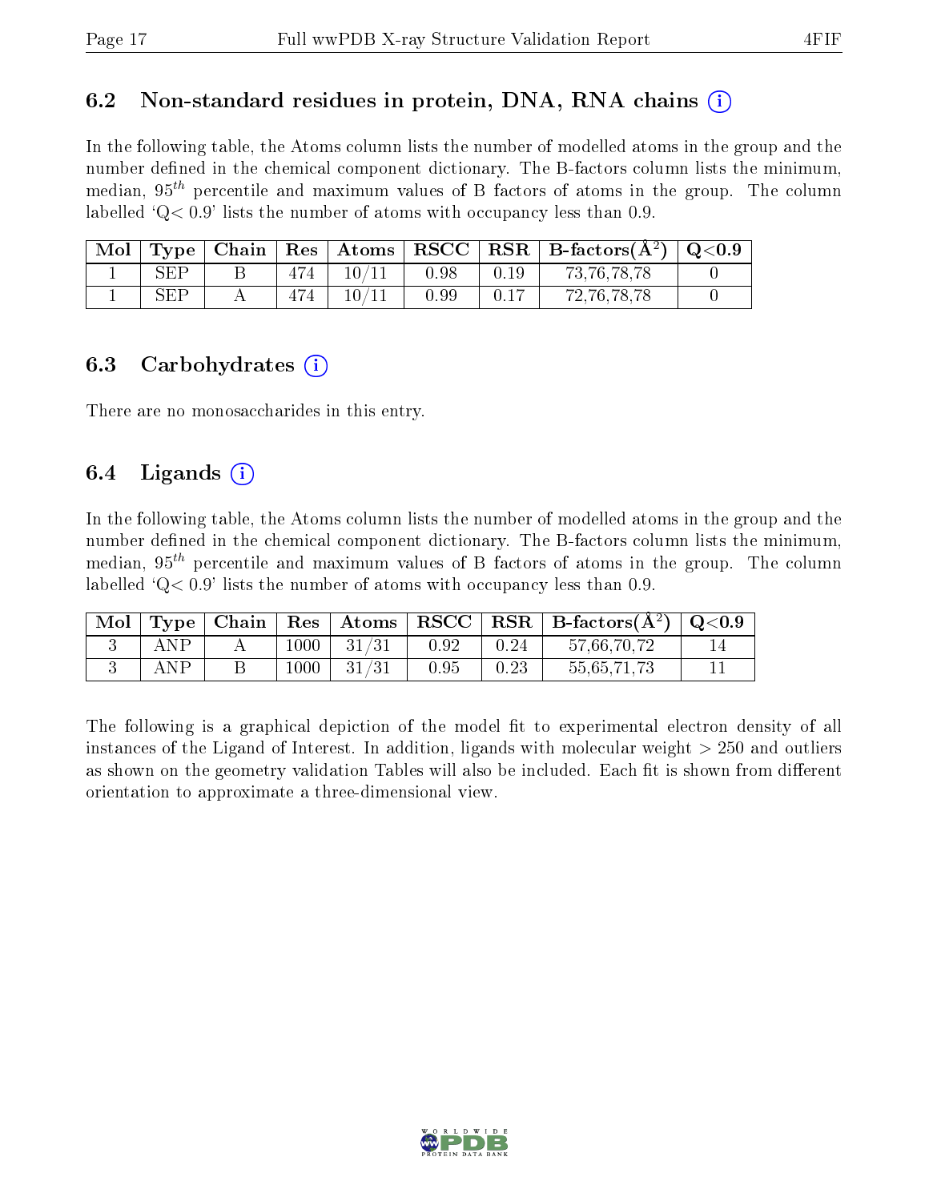## 6.2 Non-standard residues in protein, DNA, RNA chains (i)

In the following table, the Atoms column lists the number of modelled atoms in the group and the number defined in the chemical component dictionary. The B-factors column lists the minimum, median, $95^{th}$ percentile and maximum values of B factors of atoms in the group. The column labelled 'Q< 0.9' lists the number of atoms with occupancy less than 0.9.

| Mol | Type | Chain | Res | Atoms | RSCC | RSR | B-factors($Å^2$) | Q<0.9 |
|---|---|---|---|---|---|---|---|---|
| 1 | SEP | B | 474 | 10/11 | 0.98 | 0.19 | 73,76,78,78 | 0 |
| 1 | SEP | A | 474 | 10/11 | 0.99 | 0.17 | 72,76,78,78 | 0 |

## 6.3 Carbohydrates (i)

There are no monosaccharides in this entry.

## 6.4 Ligands (i)

In the following table, the Atoms column lists the number of modelled atoms in the group and the number defined in the chemical component dictionary. The B-factors column lists the minimum, median, $95^{th}$ percentile and maximum values of B factors of atoms in the group. The column labelled 'Q< 0.9' lists the number of atoms with occupancy less than 0.9.

| Mol | Type | Chain | Res | Atoms | RSCC | RSR | B-factors($Å^2$) | Q<0.9 |
|---|---|---|---|---|---|---|---|---|
| 3 | ANP | A | 1000 | 31/31 | 0.92 | 0.24 | 57,66,70,72 | 14 |
| 3 | ANP | B | 1000 | 31/31 | 0.95 | 0.23 | 55,65,71,73 | 11 |

The following is a graphical depiction of the model fit to experimental electron density of all instances of the Ligand of Interest. In addition, ligands with molecular weight > 250 and outliers as shown on the geometry validation Tables will also be included. Each fit is shown from different orientation to approximate a three-dimensional view.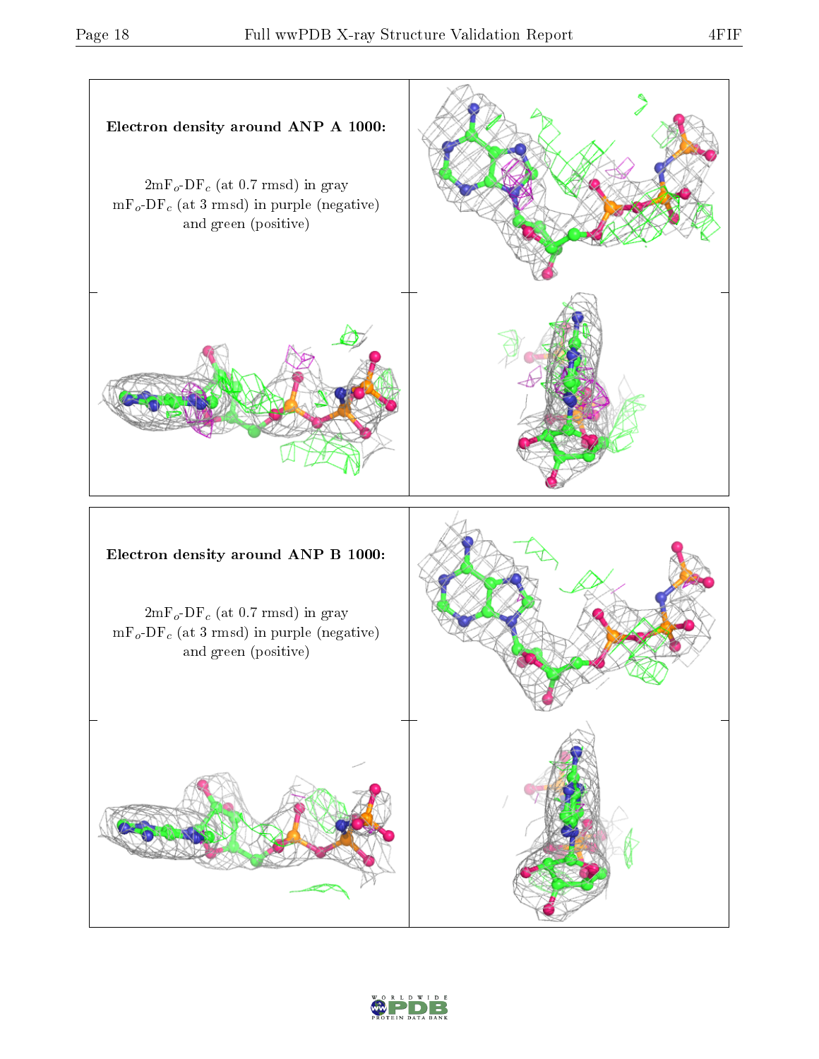**Electron density around ANP A 1000:**

$2mF_o$-$DF_c$ (at 0.7 rmsd) in gray
$mF_o$-$DF_c$ (at 3 rmsd) in purple (negative)
and green (positive)

**Electron density around ANP B 1000:**

$2mF_o$-$DF_c$ (at 0.7 rmsd) in gray
$mF_o$-$DF_c$ (at 3 rmsd) in purple (negative)
and green (positive)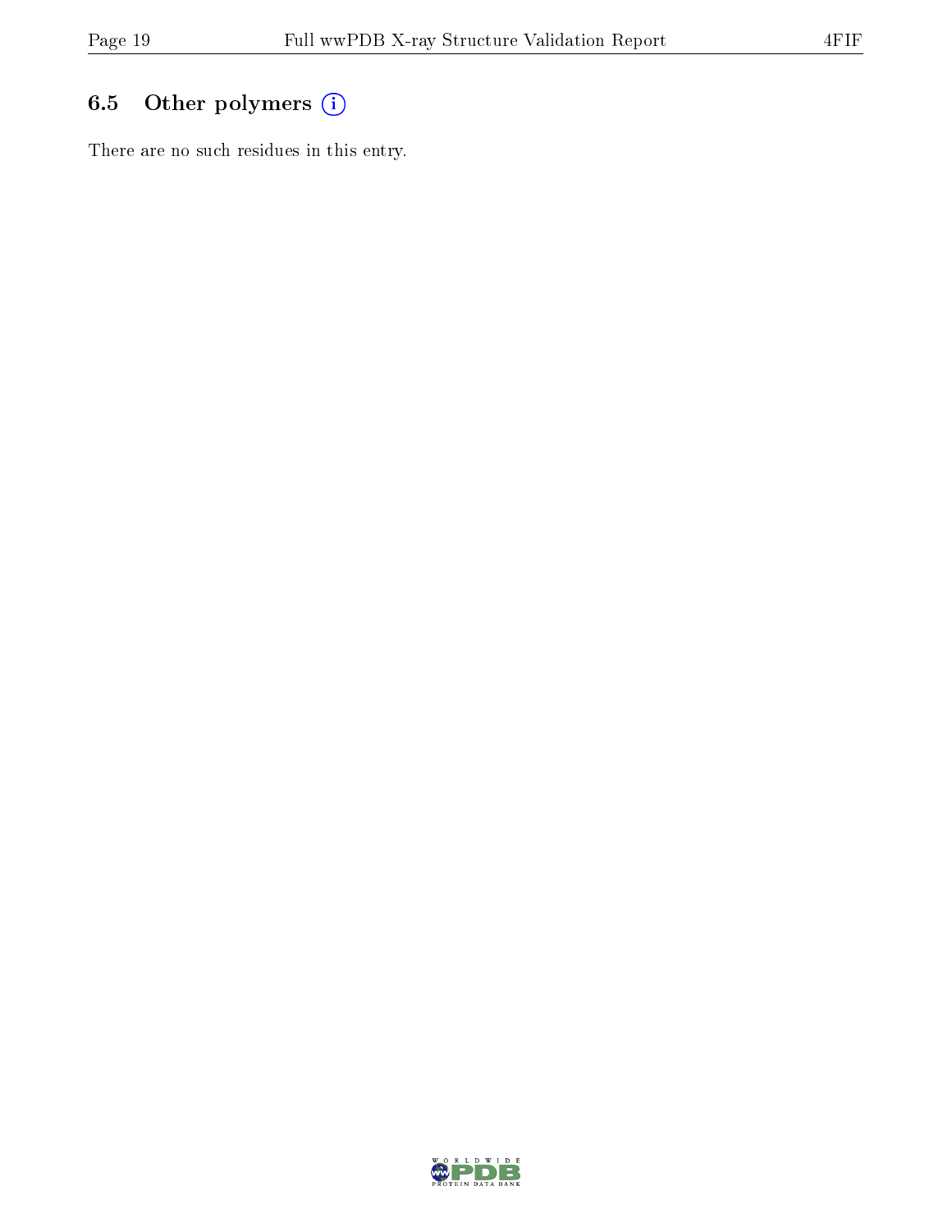### 6.5 Other polymers

There are no such residues in this entry.